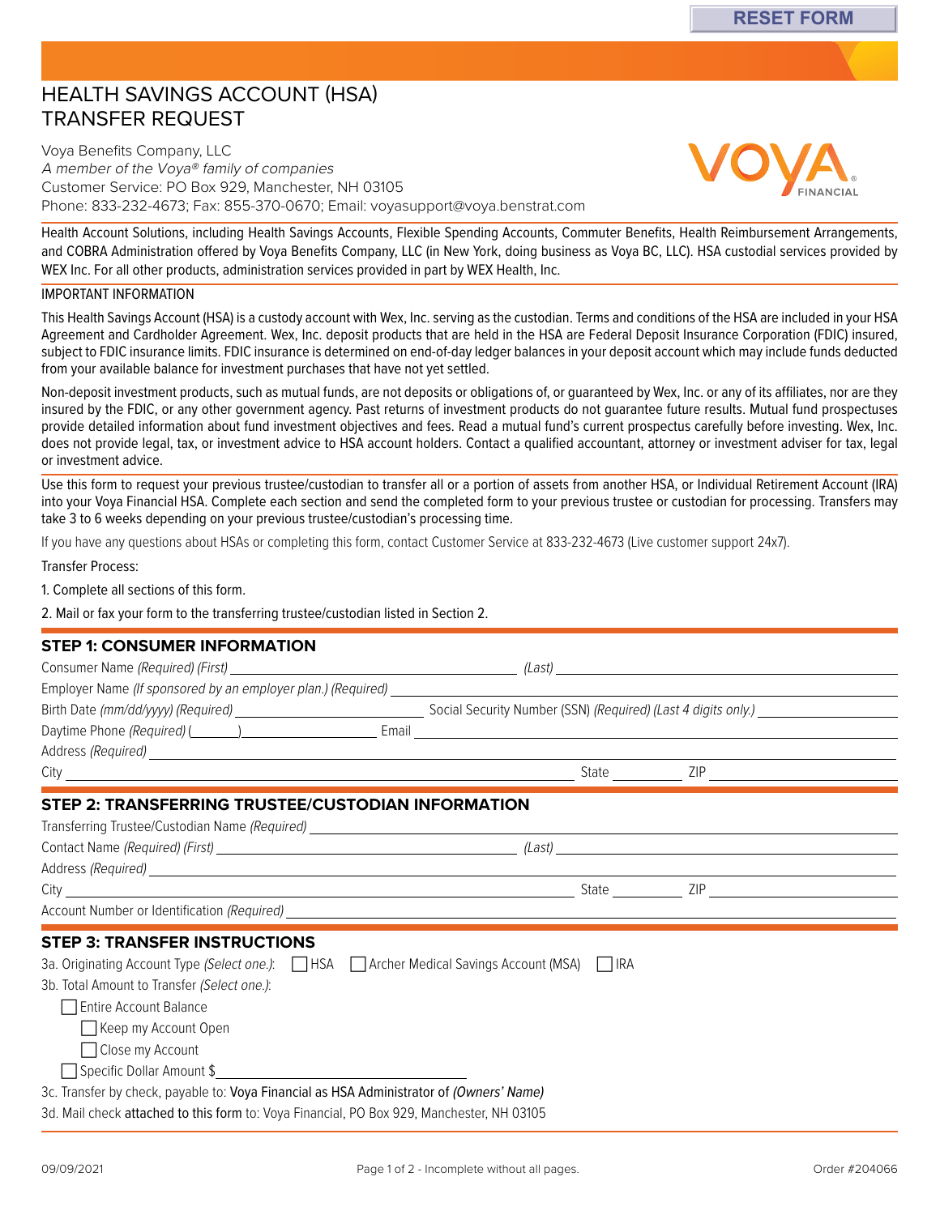# HEALTH SAVINGS ACCOUNT (HSA) TRANSFER REQUEST

Voya Benefits Company, LLC
*A member of the Voya® family of companies*
Customer Service: PO Box 929, Manchester, NH 03105
Phone: 833-232-4673; Fax: 855-370-0670; Email: voyasupport@voya.benstrat.com

Health Account Solutions, including Health Savings Accounts, Flexible Spending Accounts, Commuter Benefits, Health Reimbursement Arrangements, and COBRA Administration offered by Voya Benefits Company, LLC (in New York, doing business as Voya BC, LLC). HSA custodial services provided by WEX Inc. For all other products, administration services provided in part by WEX Health, Inc.

IMPORTANT INFORMATION

This Health Savings Account (HSA) is a custody account with Wex, Inc. serving as the custodian. Terms and conditions of the HSA are included in your HSA Agreement and Cardholder Agreement. Wex, Inc. deposit products that are held in the HSA are Federal Deposit Insurance Corporation (FDIC) insured, subject to FDIC insurance limits. FDIC insurance is determined on end-of-day ledger balances in your deposit account which may include funds deducted from your available balance for investment purchases that have not yet settled.

Non-deposit investment products, such as mutual funds, are not deposits or obligations of, or guaranteed by Wex, Inc. or any of its affiliates, nor are they insured by the FDIC, or any other government agency. Past returns of investment products do not guarantee future results. Mutual fund prospectuses provide detailed information about fund investment objectives and fees. Read a mutual fund's current prospectus carefully before investing. Wex, Inc. does not provide legal, tax, or investment advice to HSA account holders. Contact a qualified accountant, attorney or investment adviser for tax, legal or investment advice.

Use this form to request your previous trustee/custodian to transfer all or a portion of assets from another HSA, or Individual Retirement Account (IRA) into your Voya Financial HSA. Complete each section and send the completed form to your previous trustee or custodian for processing. Transfers may take 3 to 6 weeks depending on your previous trustee/custodian's processing time.

If you have any questions about HSAs or completing this form, contact Customer Service at 833-232-4673 (Live customer support 24x7).

Transfer Process:

1. Complete all sections of this form.
2. Mail or fax your form to the transferring trustee/custodian listed in Section 2.

## STEP 1: CONSUMER INFORMATION

Consumer Name *(Required) (First)* ____________________ *(Last)* ____________________

Employer Name *(If sponsored by an employer plan.) (Required)* ____________________

Birth Date *(mm/dd/yyyy) (Required)* ____________________ Social Security Number (SSN) *(Required) (Last 4 digits only.)* ____________________

Daytime Phone *(Required)* (______)____________ Email ____________________

Address *(Required)* ____________________

City ____________________ State __________ ZIP ____________

## STEP 2: TRANSFERRING TRUSTEE/CUSTODIAN INFORMATION

Transferring Trustee/Custodian Name *(Required)* ____________________

Contact Name *(Required) (First)* ____________________ *(Last)* ____________________

Address *(Required)* ____________________

City ____________________ State __________ ZIP ____________

Account Number or Identification *(Required)* ____________________

## STEP 3: TRANSFER INSTRUCTIONS

3a. Originating Account Type *(Select one.)*: ☐ HSA ☐ Archer Medical Savings Account (MSA) ☐ IRA

3b. Total Amount to Transfer *(Select one.)*:

- ☐ Entire Account Balance
  - ☐ Keep my Account Open
  - ☐ Close my Account
- ☐ Specific Dollar Amount $____________________

3c. Transfer by check, payable to: Voya Financial as HSA Administrator of *(Owners' Name)*

3d. Mail check attached to this form to: Voya Financial, PO Box 929, Manchester, NH 03105

09/09/2021 Page 1 of 2 - Incomplete without all pages. Order #204066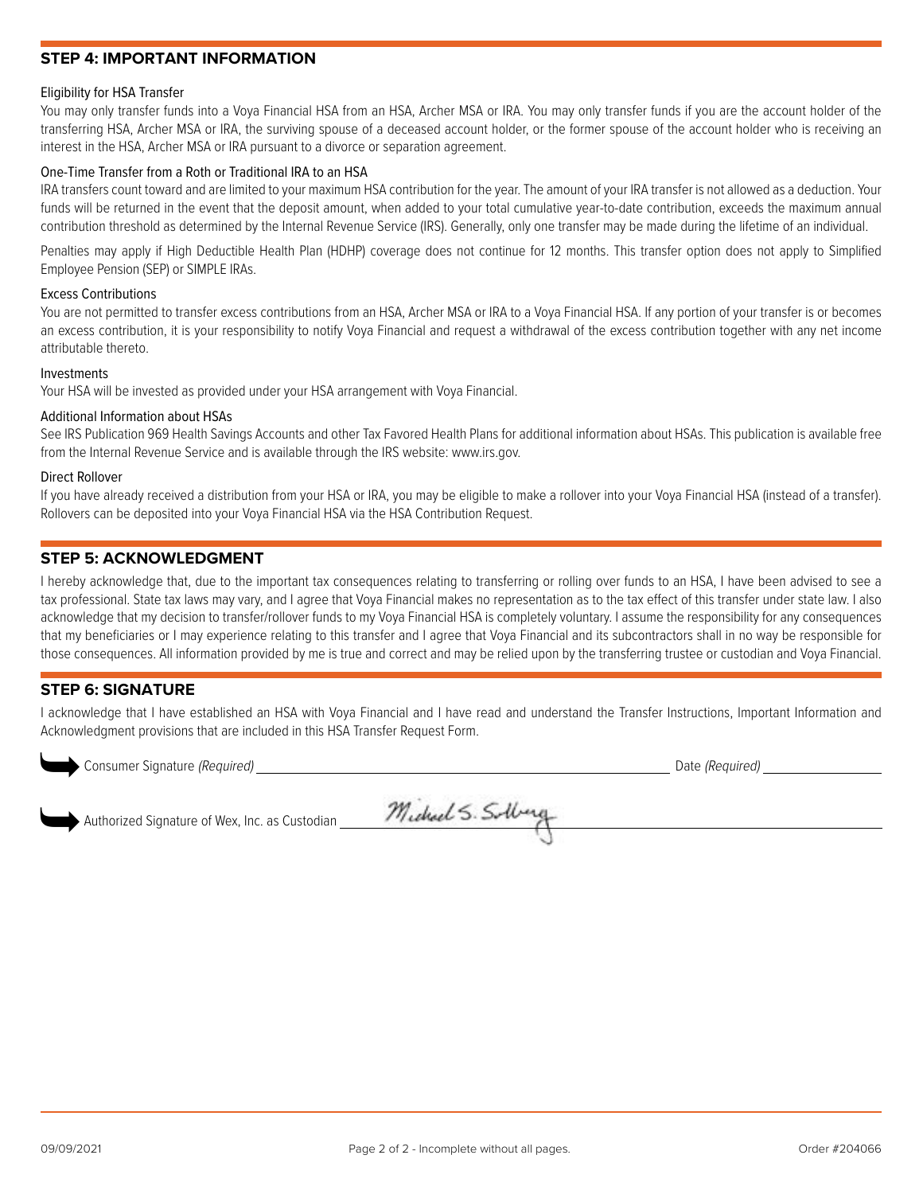## STEP 4: IMPORTANT INFORMATION

Eligibility for HSA Transfer

You may only transfer funds into a Voya Financial HSA from an HSA, Archer MSA or IRA. You may only transfer funds if you are the account holder of the transferring HSA, Archer MSA or IRA, the surviving spouse of a deceased account holder, or the former spouse of the account holder who is receiving an interest in the HSA, Archer MSA or IRA pursuant to a divorce or separation agreement.

One-Time Transfer from a Roth or Traditional IRA to an HSA

IRA transfers count toward and are limited to your maximum HSA contribution for the year. The amount of your IRA transfer is not allowed as a deduction. Your funds will be returned in the event that the deposit amount, when added to your total cumulative year-to-date contribution, exceeds the maximum annual contribution threshold as determined by the Internal Revenue Service (IRS). Generally, only one transfer may be made during the lifetime of an individual.

Penalties may apply if High Deductible Health Plan (HDHP) coverage does not continue for 12 months. This transfer option does not apply to Simplified Employee Pension (SEP) or SIMPLE IRAs.

Excess Contributions

You are not permitted to transfer excess contributions from an HSA, Archer MSA or IRA to a Voya Financial HSA. If any portion of your transfer is or becomes an excess contribution, it is your responsibility to notify Voya Financial and request a withdrawal of the excess contribution together with any net income attributable thereto.

Investments

Your HSA will be invested as provided under your HSA arrangement with Voya Financial.

Additional Information about HSAs

See IRS Publication 969 Health Savings Accounts and other Tax Favored Health Plans for additional information about HSAs. This publication is available free from the Internal Revenue Service and is available through the IRS website: www.irs.gov.

Direct Rollover

If you have already received a distribution from your HSA or IRA, you may be eligible to make a rollover into your Voya Financial HSA (instead of a transfer). Rollovers can be deposited into your Voya Financial HSA via the HSA Contribution Request.

## STEP 5: ACKNOWLEDGMENT

I hereby acknowledge that, due to the important tax consequences relating to transferring or rolling over funds to an HSA, I have been advised to see a tax professional. State tax laws may vary, and I agree that Voya Financial makes no representation as to the tax effect of this transfer under state law. I also acknowledge that my decision to transfer/rollover funds to my Voya Financial HSA is completely voluntary. I assume the responsibility for any consequences that my beneficiaries or I may experience relating to this transfer and I agree that Voya Financial and its subcontractors shall in no way be responsible for those consequences. All information provided by me is true and correct and may be relied upon by the transferring trustee or custodian and Voya Financial.

## STEP 6: SIGNATURE

I acknowledge that I have established an HSA with Voya Financial and I have read and understand the Transfer Instructions, Important Information and Acknowledgment provisions that are included in this HSA Transfer Request Form.

Consumer Signature *(Required)* ______________________ Date *(Required)* ____________

Authorized Signature of Wex, Inc. as Custodian Michael S. Solberg

09/09/2021 Order #204066